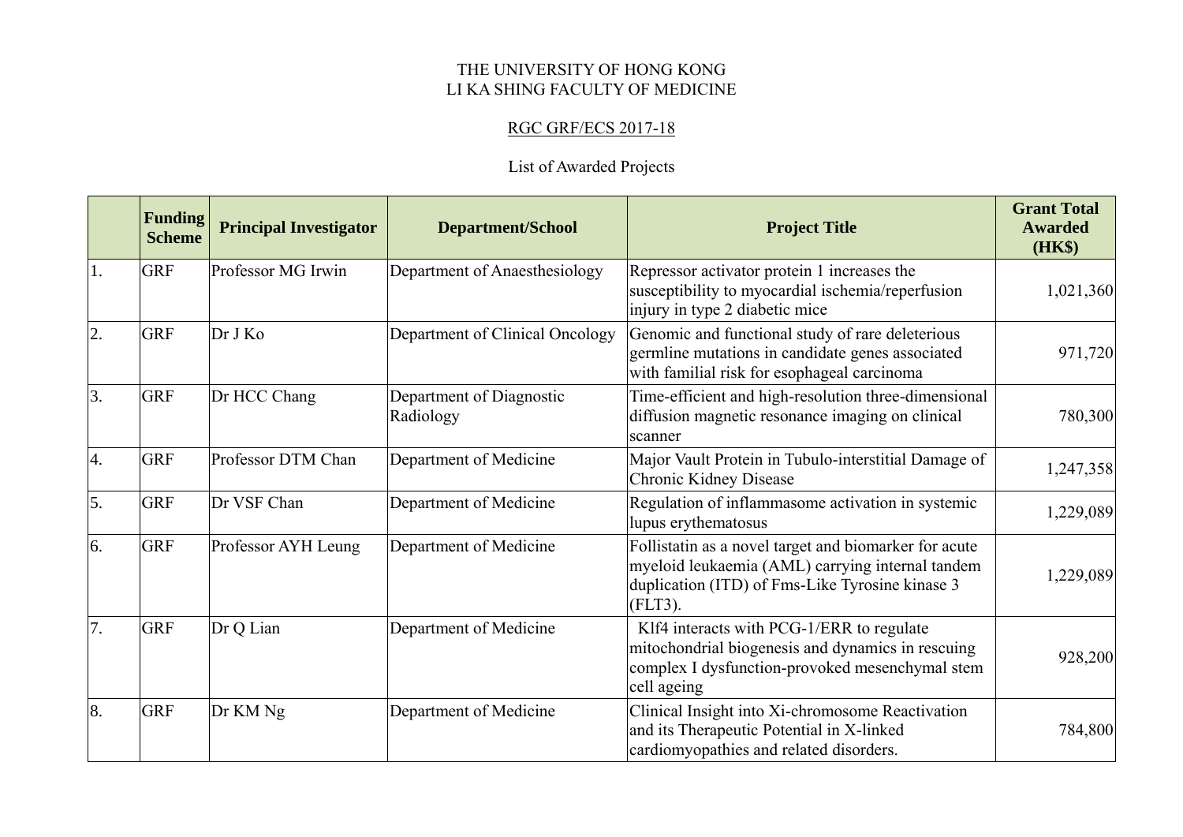THE UNIVERSITY OF HONG KONG
LI KA SHING FACULTY OF MEDICINE

RGC GRF/ECS 2017-18

List of Awarded Projects

| | Funding Scheme | Principal Investigator | Department/School | Project Title | Grant Total Awarded (HK$) |
|---|---|---|---|---|---|
| 1. | GRF | Professor MG Irwin | Department of Anaesthesiology | Repressor activator protein 1 increases the susceptibility to myocardial ischemia/reperfusion injury in type 2 diabetic mice | 1,021,360 |
| 2. | GRF | Dr J Ko | Department of Clinical Oncology | Genomic and functional study of rare deleterious germline mutations in candidate genes associated with familial risk for esophageal carcinoma | 971,720 |
| 3. | GRF | Dr HCC Chang | Department of Diagnostic Radiology | Time-efficient and high-resolution three-dimensional diffusion magnetic resonance imaging on clinical scanner | 780,300 |
| 4. | GRF | Professor DTM Chan | Department of Medicine | Major Vault Protein in Tubulo-interstitial Damage of Chronic Kidney Disease | 1,247,358 |
| 5. | GRF | Dr VSF Chan | Department of Medicine | Regulation of inflammasome activation in systemic lupus erythematosus | 1,229,089 |
| 6. | GRF | Professor AYH Leung | Department of Medicine | Follistatin as a novel target and biomarker for acute myeloid leukaemia (AML) carrying internal tandem duplication (ITD) of Fms-Like Tyrosine kinase 3 (FLT3). | 1,229,089 |
| 7. | GRF | Dr Q Lian | Department of Medicine | Klf4 interacts with PCG-1/ERR to regulate mitochondrial biogenesis and dynamics in rescuing complex I dysfunction-provoked mesenchymal stem cell ageing | 928,200 |
| 8. | GRF | Dr KM Ng | Department of Medicine | Clinical Insight into Xi-chromosome Reactivation and its Therapeutic Potential in X-linked cardiomyopathies and related disorders. | 784,800 |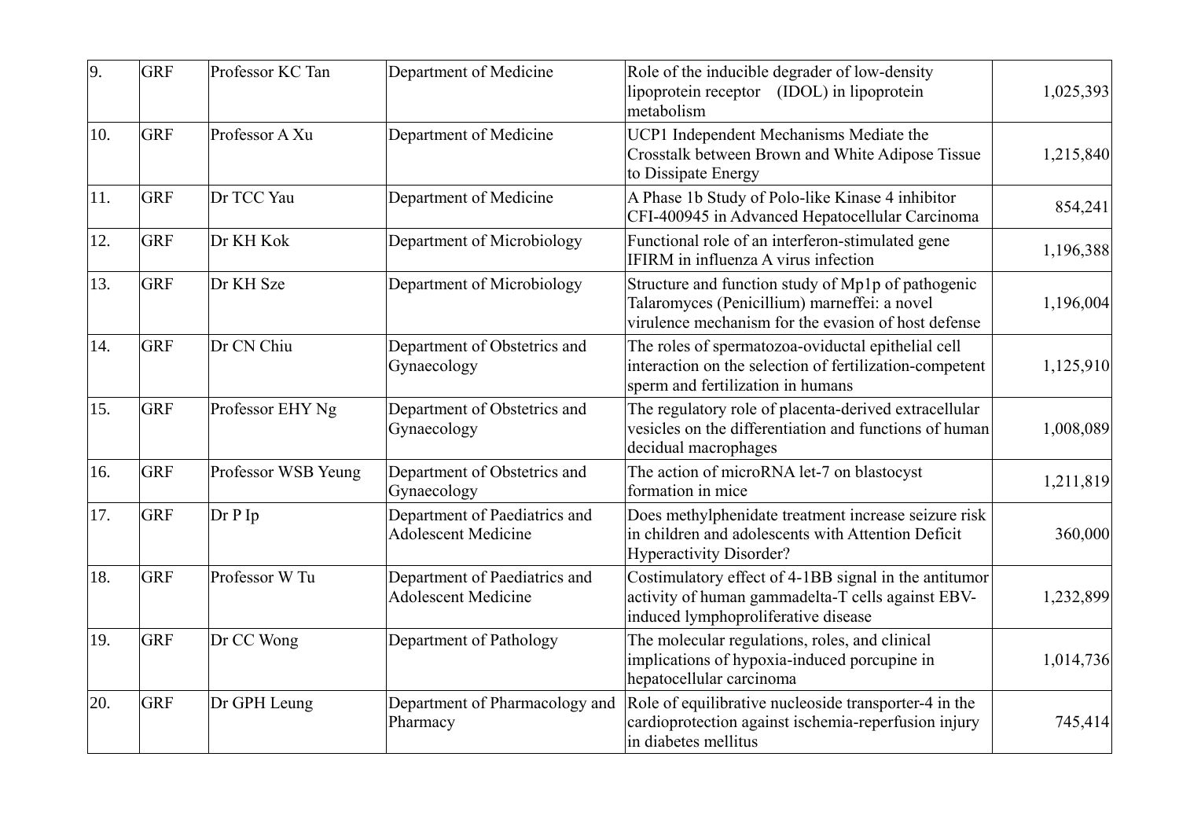| 9. | GRF | Professor KC Tan | Department of Medicine | Role of the inducible degrader of low-density lipoprotein receptor (IDOL) in lipoprotein metabolism | 1,025,393 |
|---|---|---|---|---|---|
| 10. | GRF | Professor A Xu | Department of Medicine | UCP1 Independent Mechanisms Mediate the Crosstalk between Brown and White Adipose Tissue to Dissipate Energy | 1,215,840 |
| 11. | GRF | Dr TCC Yau | Department of Medicine | A Phase 1b Study of Polo-like Kinase 4 inhibitor CFI-400945 in Advanced Hepatocellular Carcinoma | 854,241 |
| 12. | GRF | Dr KH Kok | Department of Microbiology | Functional role of an interferon-stimulated gene IFIRM in influenza A virus infection | 1,196,388 |
| 13. | GRF | Dr KH Sze | Department of Microbiology | Structure and function study of Mp1p of pathogenic Talaromyces (Penicillium) marneffei: a novel virulence mechanism for the evasion of host defense | 1,196,004 |
| 14. | GRF | Dr CN Chiu | Department of Obstetrics and Gynaecology | The roles of spermatozoa-oviductal epithelial cell interaction on the selection of fertilization-competent sperm and fertilization in humans | 1,125,910 |
| 15. | GRF | Professor EHY Ng | Department of Obstetrics and Gynaecology | The regulatory role of placenta-derived extracellular vesicles on the differentiation and functions of human decidual macrophages | 1,008,089 |
| 16. | GRF | Professor WSB Yeung | Department of Obstetrics and Gynaecology | The action of microRNA let-7 on blastocyst formation in mice | 1,211,819 |
| 17. | GRF | Dr P Ip | Department of Paediatrics and Adolescent Medicine | Does methylphenidate treatment increase seizure risk in children and adolescents with Attention Deficit Hyperactivity Disorder? | 360,000 |
| 18. | GRF | Professor W Tu | Department of Paediatrics and Adolescent Medicine | Costimulatory effect of 4-1BB signal in the antitumor activity of human gammadelta-T cells against EBV-induced lymphoproliferative disease | 1,232,899 |
| 19. | GRF | Dr CC Wong | Department of Pathology | The molecular regulations, roles, and clinical implications of hypoxia-induced porcupine in hepatocellular carcinoma | 1,014,736 |
| 20. | GRF | Dr GPH Leung | Department of Pharmacology and Pharmacy | Role of equilibrative nucleoside transporter-4 in the cardioprotection against ischemia-reperfusion injury in diabetes mellitus | 745,414 |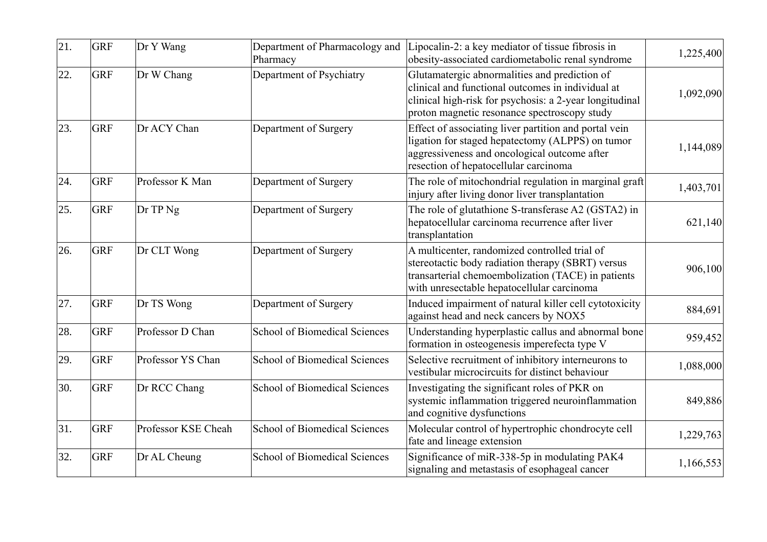| | | | | | |
|---|---|---|---|---|---|
| 21. | GRF | Dr Y Wang | Department of Pharmacology and Pharmacy | Lipocalin-2: a key mediator of tissue fibrosis in obesity-associated cardiometabolic renal syndrome | 1,225,400 |
| 22. | GRF | Dr W Chang | Department of Psychiatry | Glutamatergic abnormalities and prediction of clinical and functional outcomes in individual at clinical high-risk for psychosis: a 2-year longitudinal proton magnetic resonance spectroscopy study | 1,092,090 |
| 23. | GRF | Dr ACY Chan | Department of Surgery | Effect of associating liver partition and portal vein ligation for staged hepatectomy (ALPPS) on tumor aggressiveness and oncological outcome after resection of hepatocellular carcinoma | 1,144,089 |
| 24. | GRF | Professor K Man | Department of Surgery | The role of mitochondrial regulation in marginal graft injury after living donor liver transplantation | 1,403,701 |
| 25. | GRF | Dr TP Ng | Department of Surgery | The role of glutathione S-transferase A2 (GSTA2) in hepatocellular carcinoma recurrence after liver transplantation | 621,140 |
| 26. | GRF | Dr CLT Wong | Department of Surgery | A multicenter, randomized controlled trial of stereotactic body radiation therapy (SBRT) versus transarterial chemoembolization (TACE) in patients with unresectable hepatocellular carcinoma | 906,100 |
| 27. | GRF | Dr TS Wong | Department of Surgery | Induced impairment of natural killer cell cytotoxicity against head and neck cancers by NOX5 | 884,691 |
| 28. | GRF | Professor D Chan | School of Biomedical Sciences | Understanding hyperplastic callus and abnormal bone formation in osteogenesis imperefecta type V | 959,452 |
| 29. | GRF | Professor YS Chan | School of Biomedical Sciences | Selective recruitment of inhibitory interneurons to vestibular microcircuits for distinct behaviour | 1,088,000 |
| 30. | GRF | Dr RCC Chang | School of Biomedical Sciences | Investigating the significant roles of PKR on systemic inflammation triggered neuroinflammation and cognitive dysfunctions | 849,886 |
| 31. | GRF | Professor KSE Cheah | School of Biomedical Sciences | Molecular control of hypertrophic chondrocyte cell fate and lineage extension | 1,229,763 |
| 32. | GRF | Dr AL Cheung | School of Biomedical Sciences | Significance of miR-338-5p in modulating PAK4 signaling and metastasis of esophageal cancer | 1,166,553 |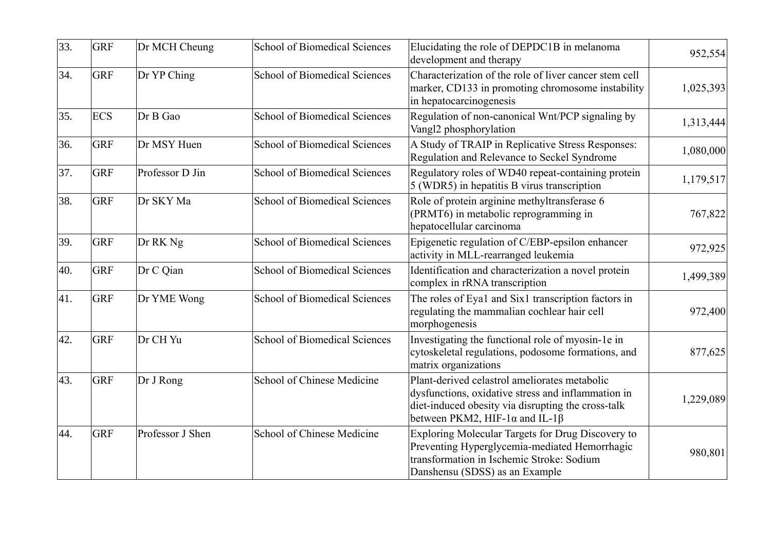| | | | | | |
|---|---|---|---|---|---|
| 33. | GRF | Dr MCH Cheung | School of Biomedical Sciences | Elucidating the role of DEPDC1B in melanoma development and therapy | 952,554 |
| 34. | GRF | Dr YP Ching | School of Biomedical Sciences | Characterization of the role of liver cancer stem cell marker, CD133 in promoting chromosome instability in hepatocarcinogenesis | 1,025,393 |
| 35. | ECS | Dr B Gao | School of Biomedical Sciences | Regulation of non-canonical Wnt/PCP signaling by Vangl2 phosphorylation | 1,313,444 |
| 36. | GRF | Dr MSY Huen | School of Biomedical Sciences | A Study of TRAIP in Replicative Stress Responses: Regulation and Relevance to Seckel Syndrome | 1,080,000 |
| 37. | GRF | Professor D Jin | School of Biomedical Sciences | Regulatory roles of WD40 repeat-containing protein 5 (WDR5) in hepatitis B virus transcription | 1,179,517 |
| 38. | GRF | Dr SKY Ma | School of Biomedical Sciences | Role of protein arginine methyltransferase 6 (PRMT6) in metabolic reprogramming in hepatocellular carcinoma | 767,822 |
| 39. | GRF | Dr RK Ng | School of Biomedical Sciences | Epigenetic regulation of C/EBP-epsilon enhancer activity in MLL-rearranged leukemia | 972,925 |
| 40. | GRF | Dr C Qian | School of Biomedical Sciences | Identification and characterization a novel protein complex in rRNA transcription | 1,499,389 |
| 41. | GRF | Dr YME Wong | School of Biomedical Sciences | The roles of Eya1 and Six1 transcription factors in regulating the mammalian cochlear hair cell morphogenesis | 972,400 |
| 42. | GRF | Dr CH Yu | School of Biomedical Sciences | Investigating the functional role of myosin-1e in cytoskeletal regulations, podosome formations, and matrix organizations | 877,625 |
| 43. | GRF | Dr J Rong | School of Chinese Medicine | Plant-derived celastrol ameliorates metabolic dysfunctions, oxidative stress and inflammation in diet-induced obesity via disrupting the cross-talk between PKM2, HIF-1α and IL-1β | 1,229,089 |
| 44. | GRF | Professor J Shen | School of Chinese Medicine | Exploring Molecular Targets for Drug Discovery to Preventing Hyperglycemia-mediated Hemorrhagic transformation in Ischemic Stroke: Sodium Danshensu (SDSS) as an Example | 980,801 |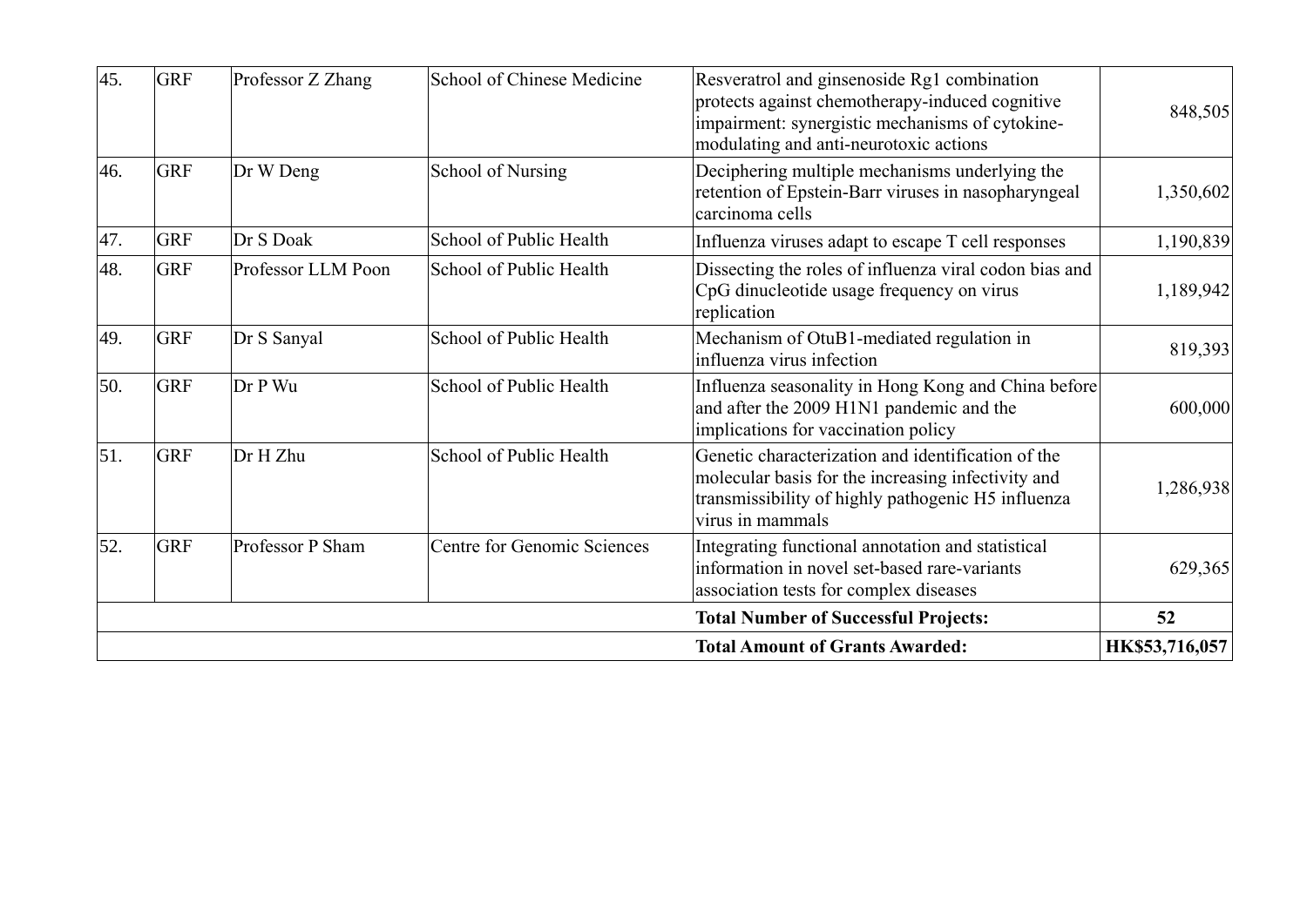| | | | | | |
|---|---|---|---|---|---|
| 45. | GRF | Professor Z Zhang | School of Chinese Medicine | Resveratrol and ginsenoside Rg1 combination protects against chemotherapy-induced cognitive impairment: synergistic mechanisms of cytokine-modulating and anti-neurotoxic actions | 848,505 |
| 46. | GRF | Dr W Deng | School of Nursing | Deciphering multiple mechanisms underlying the retention of Epstein-Barr viruses in nasopharyngeal carcinoma cells | 1,350,602 |
| 47. | GRF | Dr S Doak | School of Public Health | Influenza viruses adapt to escape T cell responses | 1,190,839 |
| 48. | GRF | Professor LLM Poon | School of Public Health | Dissecting the roles of influenza viral codon bias and CpG dinucleotide usage frequency on virus replication | 1,189,942 |
| 49. | GRF | Dr S Sanyal | School of Public Health | Mechanism of OtuB1-mediated regulation in influenza virus infection | 819,393 |
| 50. | GRF | Dr P Wu | School of Public Health | Influenza seasonality in Hong Kong and China before and after the 2009 H1N1 pandemic and the implications for vaccination policy | 600,000 |
| 51. | GRF | Dr H Zhu | School of Public Health | Genetic characterization and identification of the molecular basis for the increasing infectivity and transmissibility of highly pathogenic H5 influenza virus in mammals | 1,286,938 |
| 52. | GRF | Professor P Sham | Centre for Genomic Sciences | Integrating functional annotation and statistical information in novel set-based rare-variants association tests for complex diseases | 629,365 |
| | | | | **Total Number of Successful Projects:** | **52** |
| | | | | **Total Amount of Grants Awarded:** | **HK$53,716,057** |